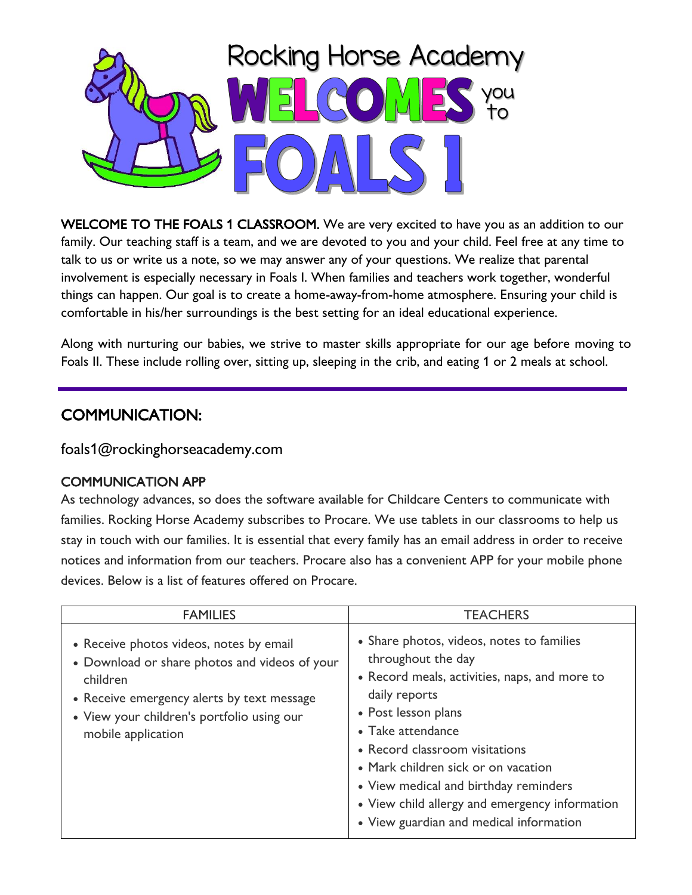# Rocking Horse Academy WELCOMES you to FOALS 1

**WELCOME TO THE FOALS 1 CLASSROOM.** We are very excited to have you as an addition to our family. Our teaching staff is a team, and we are devoted to you and your child. Feel free at any time to talk to us or write us a note, so we may answer any of your questions. We realize that parental involvement is especially necessary in Foals I. When families and teachers work together, wonderful things can happen. Our goal is to create a home-away-from-home atmosphere. Ensuring your child is comfortable in his/her surroundings is the best setting for an ideal educational experience.

Along with nurturing our babies, we strive to master skills appropriate for our age before moving to Foals II. These include rolling over, sitting up, sleeping in the crib, and eating 1 or 2 meals at school.

---

## COMMUNICATION:

foals1@rockinghorseacademy.com

### COMMUNICATION APP

As technology advances, so does the software available for Childcare Centers to communicate with families. Rocking Horse Academy subscribes to Procare. We use tablets in our classrooms to help us stay in touch with our families. It is essential that every family has an email address in order to receive notices and information from our teachers. Procare also has a convenient APP for your mobile phone devices. Below is a list of features offered on Procare.

| FAMILIES | TEACHERS |
|---|---|
| • Receive photos videos, notes by email<br>• Download or share photos and videos of your children<br>• Receive emergency alerts by text message<br>• View your children's portfolio using our mobile application | • Share photos, videos, notes to families throughout the day<br>• Record meals, activities, naps, and more to daily reports<br>• Post lesson plans<br>• Take attendance<br>• Record classroom visitations<br>• Mark children sick or on vacation<br>• View medical and birthday reminders<br>• View child allergy and emergency information<br>• View guardian and medical information |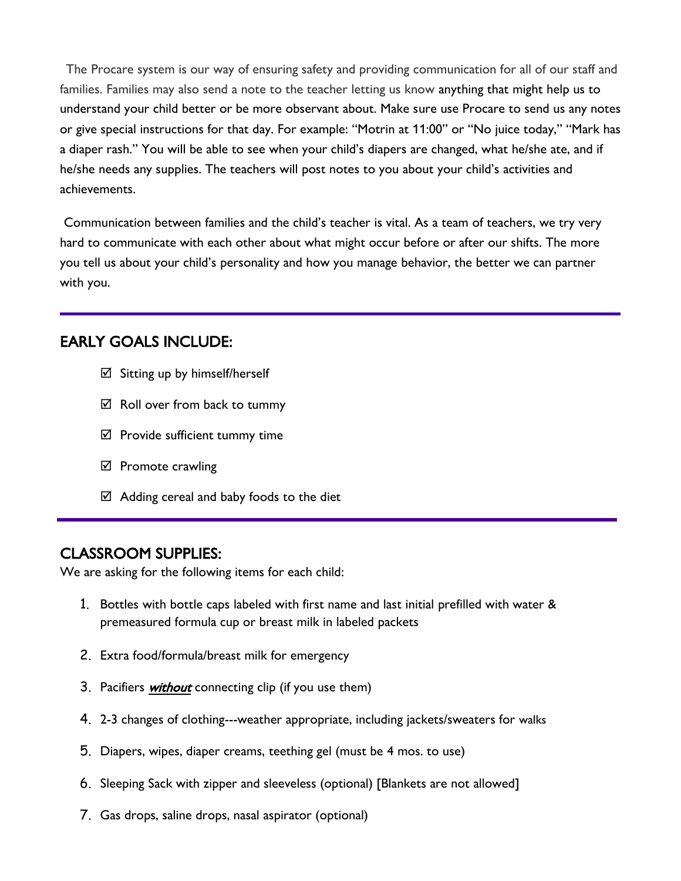The Procare system is our way of ensuring safety and providing communication for all of our staff and families. Families may also send a note to the teacher letting us know anything that might help us to understand your child better or be more observant about. Make sure use Procare to send us any notes or give special instructions for that day. For example: "Motrin at 11:00" or "No juice today," "Mark has a diaper rash." You will be able to see when your child's diapers are changed, what he/she ate, and if he/she needs any supplies. The teachers will post notes to you about your child's activities and achievements.

Communication between families and the child's teacher is vital. As a team of teachers, we try very hard to communicate with each other about what might occur before or after our shifts. The more you tell us about your child's personality and how you manage behavior, the better we can partner with you.

---

## EARLY GOALS INCLUDE:

- ☑ Sitting up by himself/herself
- ☑ Roll over from back to tummy
- ☑ Provide sufficient tummy time
- ☑ Promote crawling
- ☑ Adding cereal and baby foods to the diet

---

## CLASSROOM SUPPLIES:

We are asking for the following items for each child:

1. Bottles with bottle caps labeled with first name and last initial prefilled with water & premeasured formula cup or breast milk in labeled packets
2. Extra food/formula/breast milk for emergency
3. Pacifiers ***without*** connecting clip (if you use them)
4. 2-3 changes of clothing---weather appropriate, including jackets/sweaters for walks
5. Diapers, wipes, diaper creams, teething gel (must be 4 mos. to use)
6. Sleeping Sack with zipper and sleeveless (optional) [Blankets are not allowed]
7. Gas drops, saline drops, nasal aspirator (optional)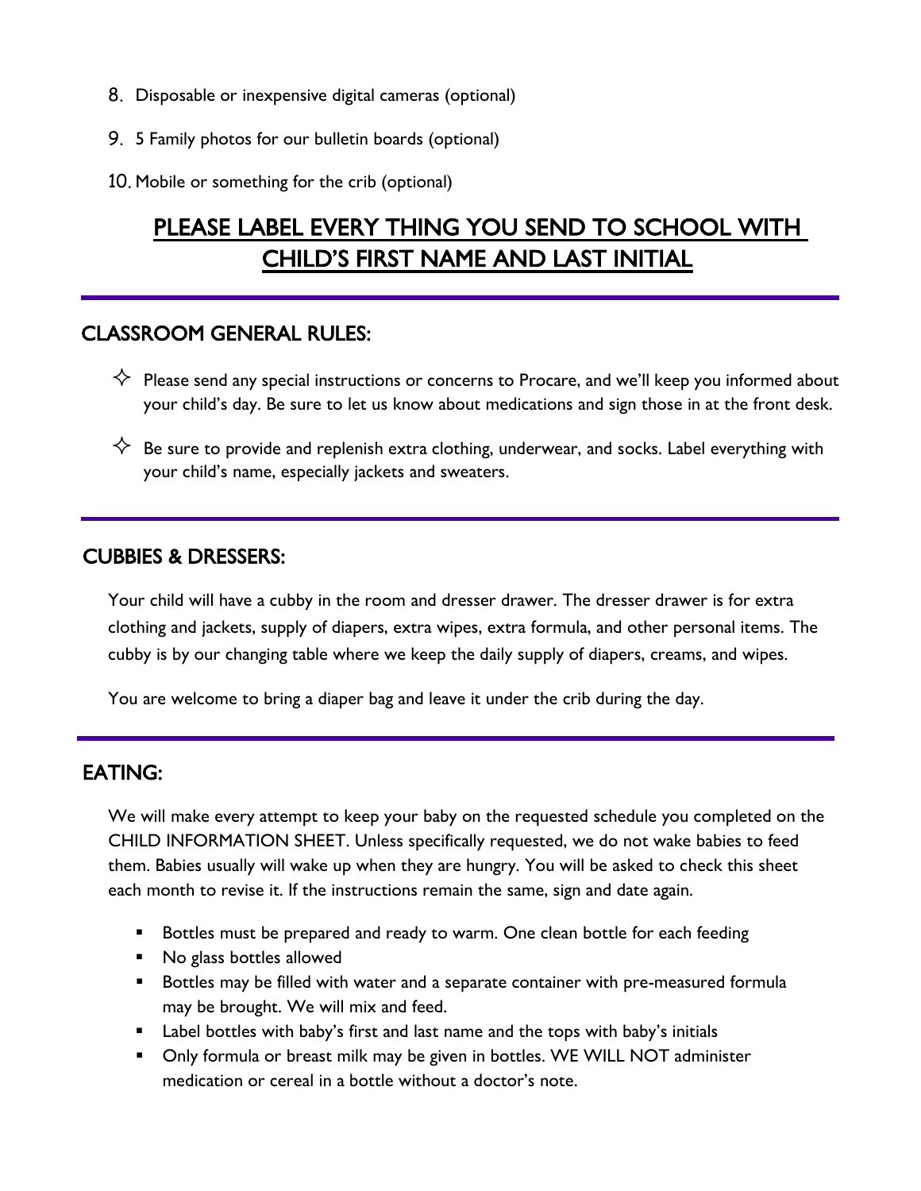8. Disposable or inexpensive digital cameras (optional)
9. 5 Family photos for our bulletin boards (optional)
10. Mobile or something for the crib (optional)

## <u>PLEASE LABEL EVERY THING YOU SEND TO SCHOOL WITH CHILD'S FIRST NAME AND LAST INITIAL</u>

---

## CLASSROOM GENERAL RULES:

- ✧ Please send any special instructions or concerns to Procare, and we'll keep you informed about your child's day. Be sure to let us know about medications and sign those in at the front desk.
- ✧ Be sure to provide and replenish extra clothing, underwear, and socks. Label everything with your child's name, especially jackets and sweaters.

---

## CUBBIES & DRESSERS:

Your child will have a cubby in the room and dresser drawer. The dresser drawer is for extra clothing and jackets, supply of diapers, extra wipes, extra formula, and other personal items. The cubby is by our changing table where we keep the daily supply of diapers, creams, and wipes.

You are welcome to bring a diaper bag and leave it under the crib during the day.

---

## EATING:

We will make every attempt to keep your baby on the requested schedule you completed on the CHILD INFORMATION SHEET. Unless specifically requested, we do not wake babies to feed them. Babies usually will wake up when they are hungry. You will be asked to check this sheet each month to revise it. If the instructions remain the same, sign and date again.

- Bottles must be prepared and ready to warm. One clean bottle for each feeding
- No glass bottles allowed
- Bottles may be filled with water and a separate container with pre-measured formula may be brought. We will mix and feed.
- Label bottles with baby's first and last name and the tops with baby's initials
- Only formula or breast milk may be given in bottles. WE WILL NOT administer medication or cereal in a bottle without a doctor's note.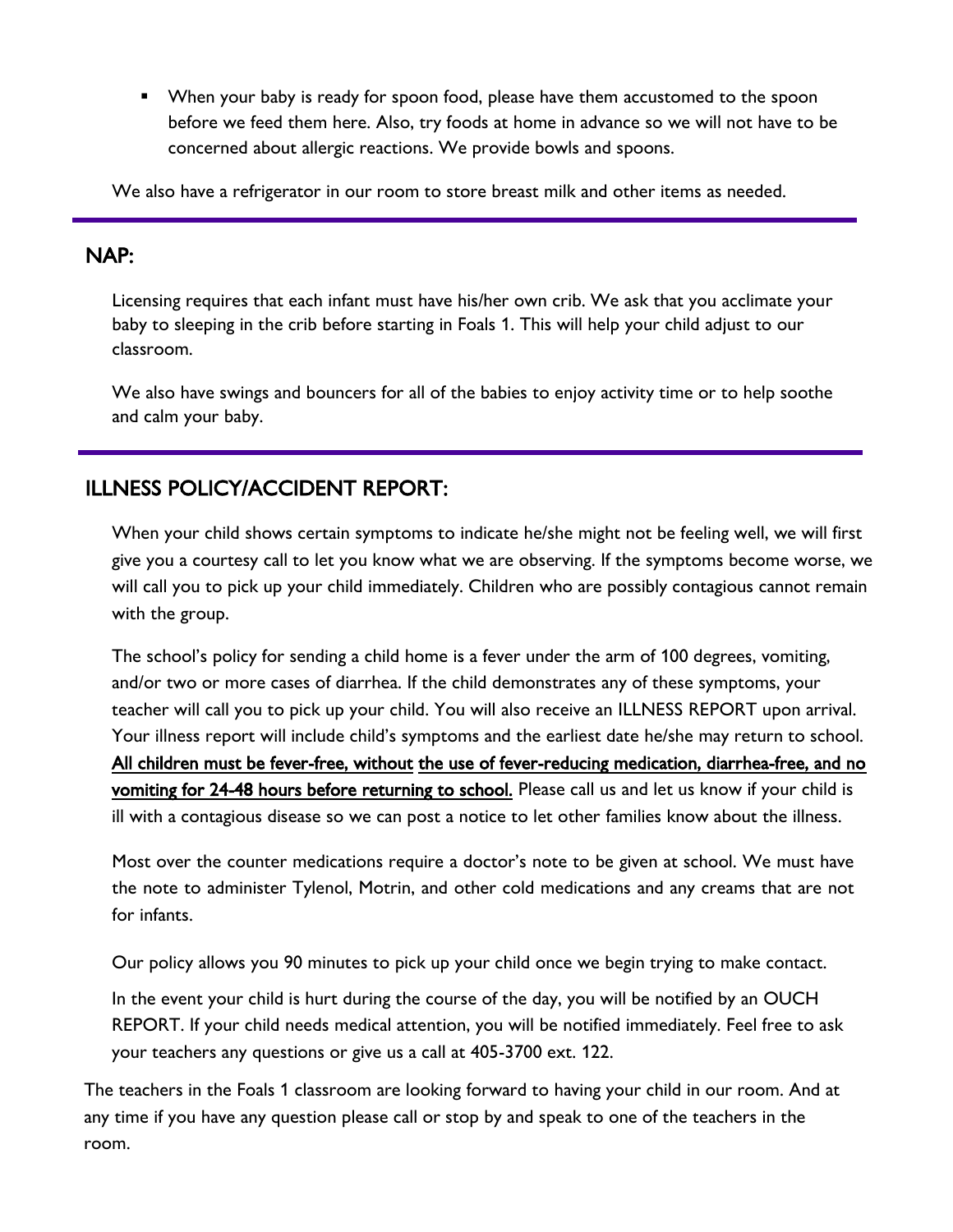- When your baby is ready for spoon food, please have them accustomed to the spoon before we feed them here. Also, try foods at home in advance so we will not have to be concerned about allergic reactions. We provide bowls and spoons.

We also have a refrigerator in our room to store breast milk and other items as needed.

---

## NAP:

Licensing requires that each infant must have his/her own crib. We ask that you acclimate your baby to sleeping in the crib before starting in Foals 1. This will help your child adjust to our classroom.

We also have swings and bouncers for all of the babies to enjoy activity time or to help soothe and calm your baby.

---

## ILLNESS POLICY/ACCIDENT REPORT:

When your child shows certain symptoms to indicate he/she might not be feeling well, we will first give you a courtesy call to let you know what we are observing. If the symptoms become worse, we will call you to pick up your child immediately. Children who are possibly contagious cannot remain with the group.

The school's policy for sending a child home is a fever under the arm of 100 degrees, vomiting, and/or two or more cases of diarrhea. If the child demonstrates any of these symptoms, your teacher will call you to pick up your child. You will also receive an ILLNESS REPORT upon arrival. Your illness report will include child's symptoms and the earliest date he/she may return to school. <u>All children must be fever-free, without the use of fever-reducing medication, diarrhea-free, and no vomiting for 24-48 hours before returning to school.</u> Please call us and let us know if your child is ill with a contagious disease so we can post a notice to let other families know about the illness.

Most over the counter medications require a doctor's note to be given at school. We must have the note to administer Tylenol, Motrin, and other cold medications and any creams that are not for infants.

Our policy allows you 90 minutes to pick up your child once we begin trying to make contact.

In the event your child is hurt during the course of the day, you will be notified by an OUCH REPORT. If your child needs medical attention, you will be notified immediately. Feel free to ask your teachers any questions or give us a call at 405-3700 ext. 122.

The teachers in the Foals 1 classroom are looking forward to having your child in our room. And at any time if you have any question please call or stop by and speak to one of the teachers in the room.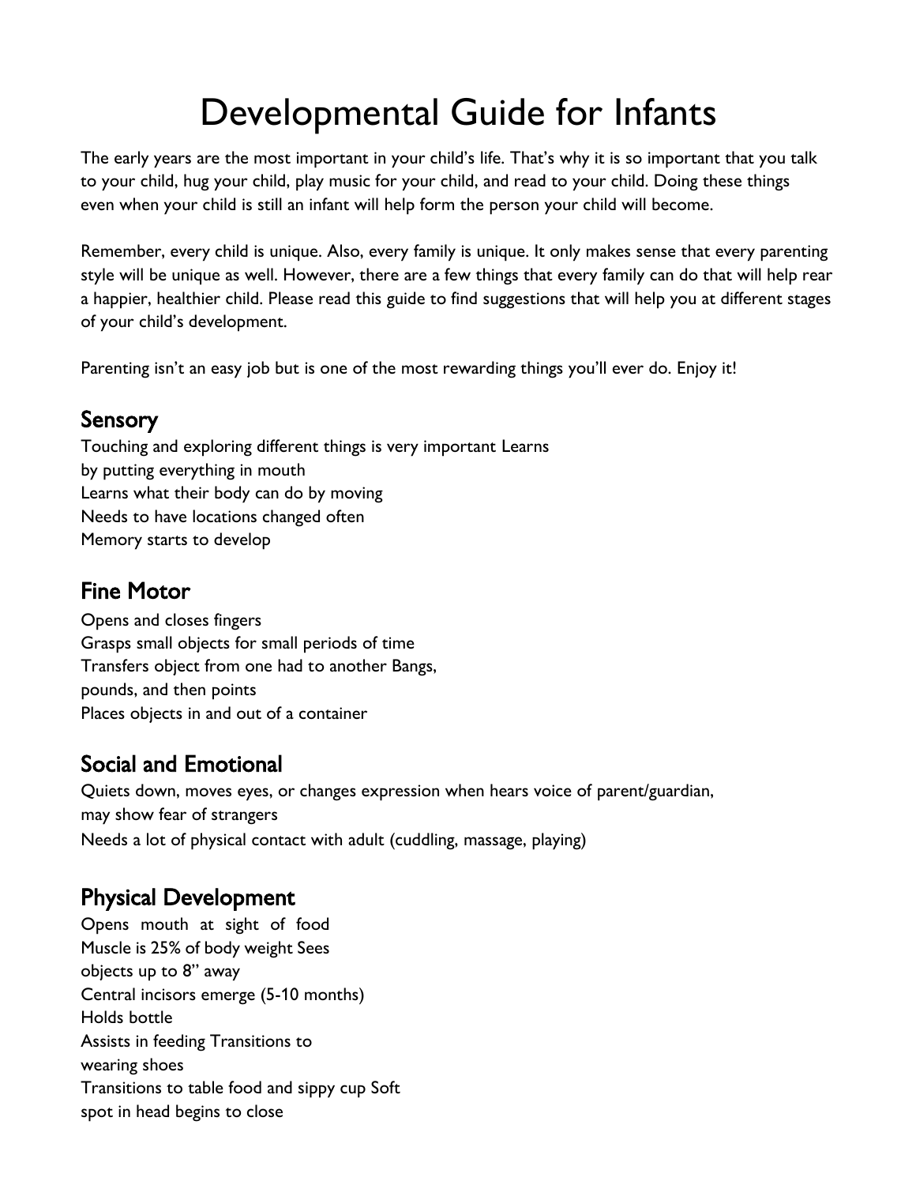# Developmental Guide for Infants

The early years are the most important in your child's life. That's why it is so important that you talk to your child, hug your child, play music for your child, and read to your child. Doing these things even when your child is still an infant will help form the person your child will become.

Remember, every child is unique. Also, every family is unique. It only makes sense that every parenting style will be unique as well. However, there are a few things that every family can do that will help rear a happier, healthier child. Please read this guide to find suggestions that will help you at different stages of your child's development.

Parenting isn't an easy job but is one of the most rewarding things you'll ever do. Enjoy it!

## Sensory

Touching and exploring different things is very important Learns by putting everything in mouth
Learns what their body can do by moving
Needs to have locations changed often
Memory starts to develop

## Fine Motor

Opens and closes fingers
Grasps small objects for small periods of time
Transfers object from one had to another Bangs, pounds, and then points
Places objects in and out of a container

## Social and Emotional

Quiets down, moves eyes, or changes expression when hears voice of parent/guardian, may show fear of strangers
Needs a lot of physical contact with adult (cuddling, massage, playing)

## Physical Development

Opens mouth at sight of food
Muscle is 25% of body weight Sees objects up to 8" away
Central incisors emerge (5-10 months)
Holds bottle
Assists in feeding Transitions to wearing shoes
Transitions to table food and sippy cup Soft spot in head begins to close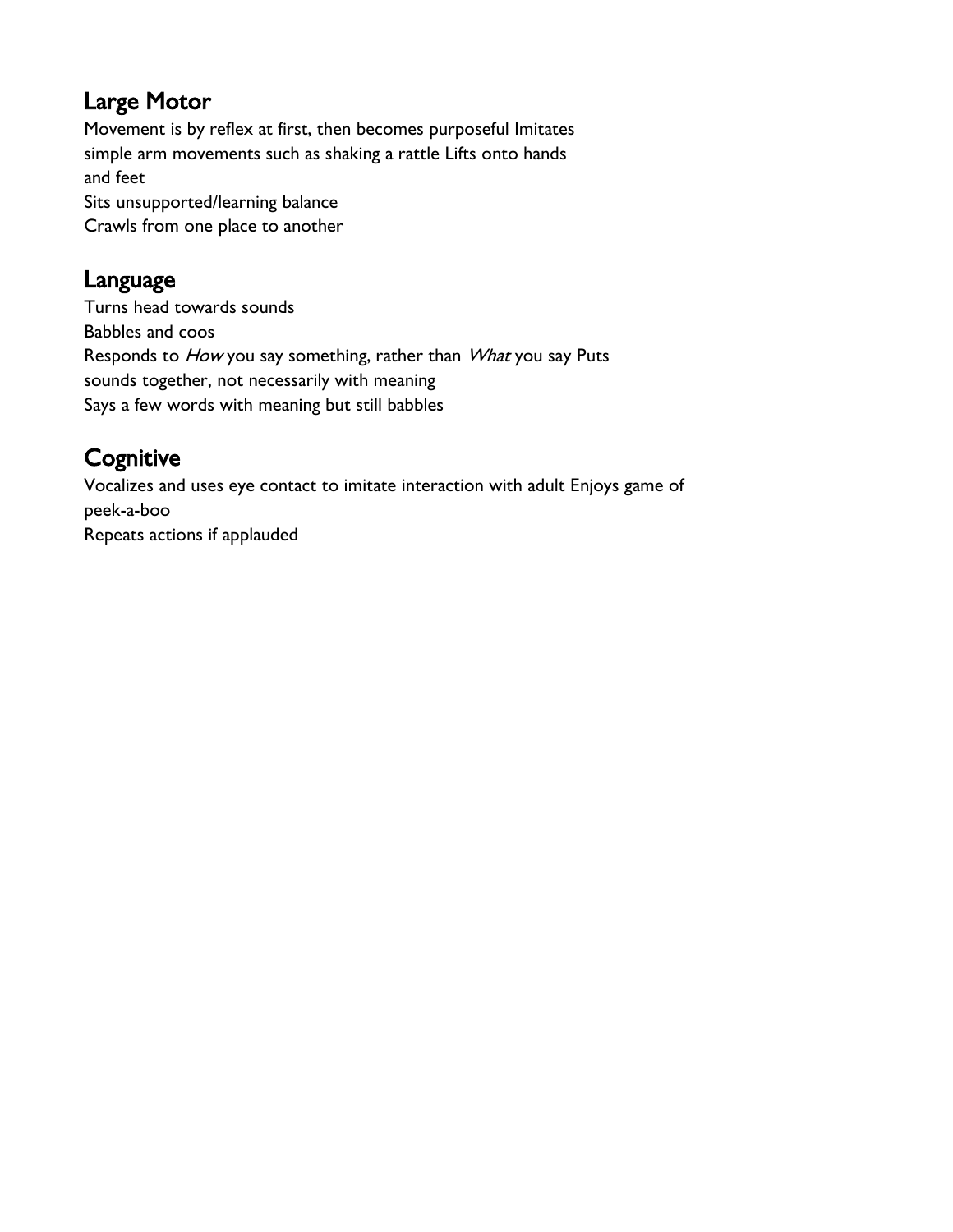## Large Motor

Movement is by reflex at first, then becomes purposeful Imitates simple arm movements such as shaking a rattle Lifts onto hands and feet
Sits unsupported/learning balance
Crawls from one place to another

## Language

Turns head towards sounds
Babbles and coos
Responds to *How* you say something, rather than *What* you say Puts sounds together, not necessarily with meaning
Says a few words with meaning but still babbles

## Cognitive

Vocalizes and uses eye contact to imitate interaction with adult Enjoys game of peek-a-boo
Repeats actions if applauded